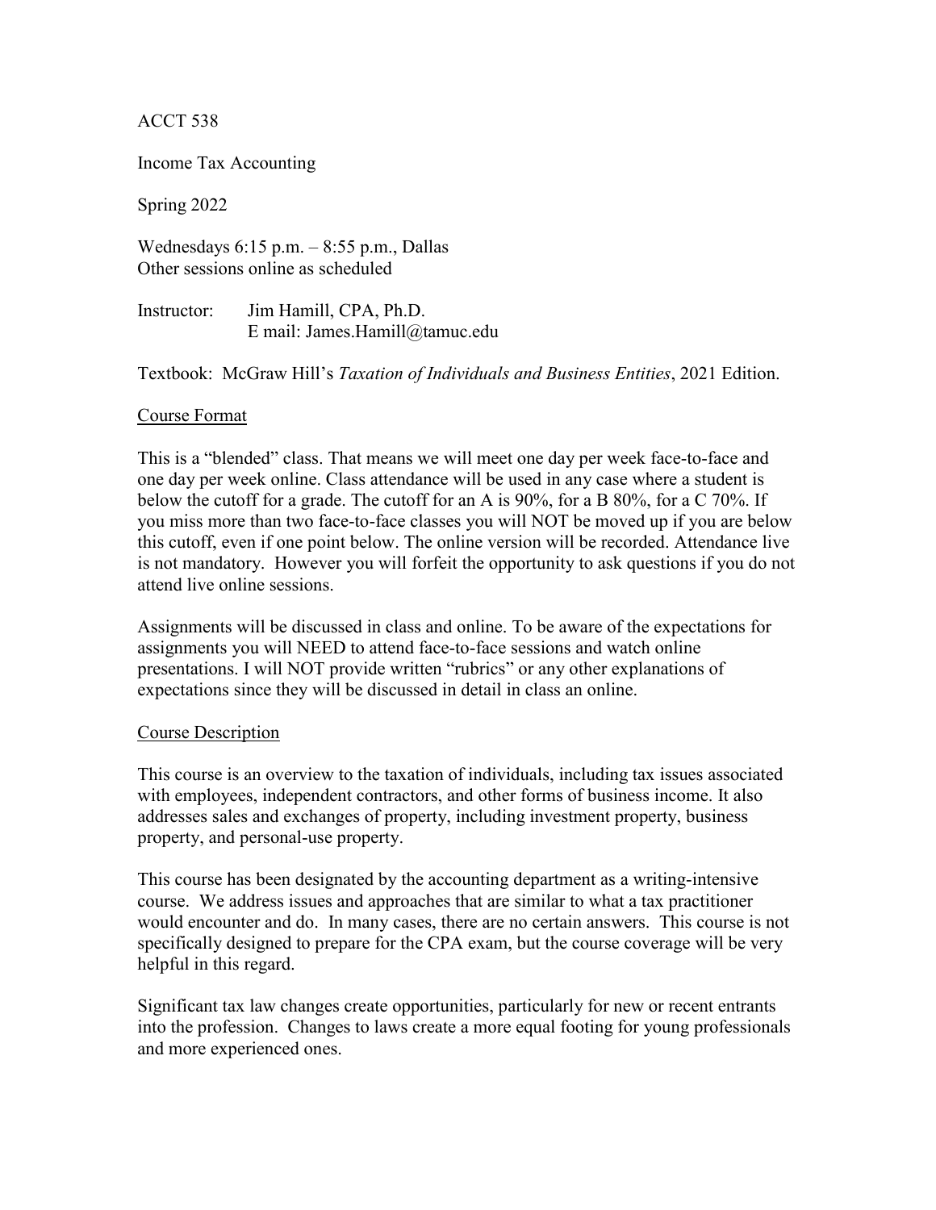ACCT 538

Income Tax Accounting

Spring 2022

Wednesdays 6:15 p.m. – 8:55 p.m., Dallas  
Other sessions online as scheduled

Instructor: Jim Hamill, CPA, Ph.D.  
E mail: James.Hamill@tamuc.edu

Textbook: McGraw Hill's *Taxation of Individuals and Business Entities*, 2021 Edition.

## Course Format

This is a "blended" class. That means we will meet one day per week face-to-face and one day per week online. Class attendance will be used in any case where a student is below the cutoff for a grade. The cutoff for an A is 90%, for a B 80%, for a C 70%. If you miss more than two face-to-face classes you will NOT be moved up if you are below this cutoff, even if one point below. The online version will be recorded. Attendance live is not mandatory. However you will forfeit the opportunity to ask questions if you do not attend live online sessions.

Assignments will be discussed in class and online. To be aware of the expectations for assignments you will NEED to attend face-to-face sessions and watch online presentations. I will NOT provide written "rubrics" or any other explanations of expectations since they will be discussed in detail in class an online.

## Course Description

This course is an overview to the taxation of individuals, including tax issues associated with employees, independent contractors, and other forms of business income. It also addresses sales and exchanges of property, including investment property, business property, and personal-use property.

This course has been designated by the accounting department as a writing-intensive course. We address issues and approaches that are similar to what a tax practitioner would encounter and do. In many cases, there are no certain answers. This course is not specifically designed to prepare for the CPA exam, but the course coverage will be very helpful in this regard.

Significant tax law changes create opportunities, particularly for new or recent entrants into the profession. Changes to laws create a more equal footing for young professionals and more experienced ones.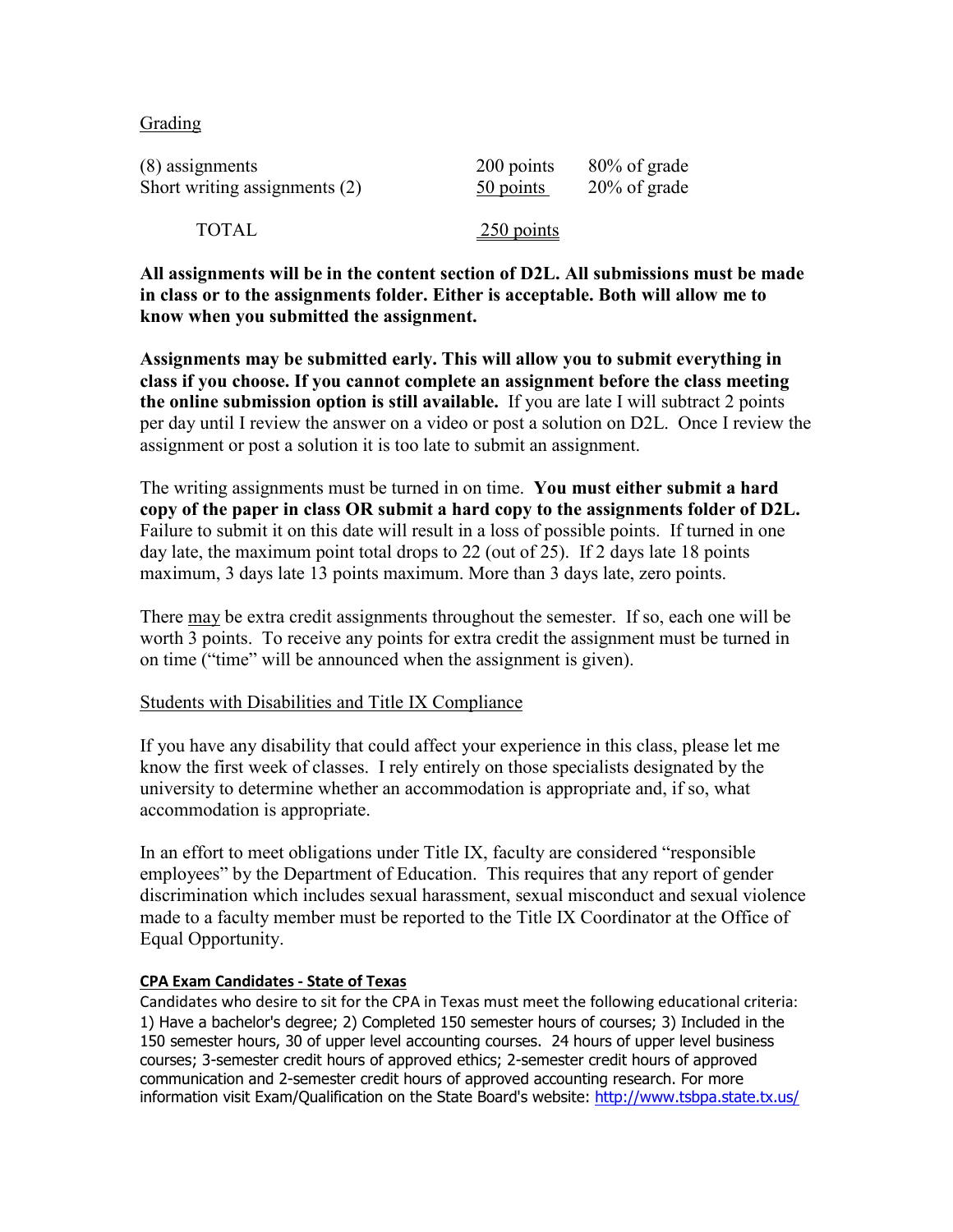## Grading

| | | |
|---|---|---|
| (8) assignments | 200 points | 80% of grade |
| Short writing assignments (2) | 50 points | 20% of grade |
| TOTAL | 250 points | |

**All assignments will be in the content section of D2L. All submissions must be made in class or to the assignments folder. Either is acceptable. Both will allow me to know when you submitted the assignment.**

**Assignments may be submitted early. This will allow you to submit everything in class if you choose. If you cannot complete an assignment before the class meeting the online submission option is still available.** If you are late I will subtract 2 points per day until I review the answer on a video or post a solution on D2L. Once I review the assignment or post a solution it is too late to submit an assignment.

The writing assignments must be turned in on time. **You must either submit a hard copy of the paper in class OR submit a hard copy to the assignments folder of D2L.** Failure to submit it on this date will result in a loss of possible points. If turned in one day late, the maximum point total drops to 22 (out of 25). If 2 days late 18 points maximum, 3 days late 13 points maximum. More than 3 days late, zero points.

There may be extra credit assignments throughout the semester. If so, each one will be worth 3 points. To receive any points for extra credit the assignment must be turned in on time ("time" will be announced when the assignment is given).

## Students with Disabilities and Title IX Compliance

If you have any disability that could affect your experience in this class, please let me know the first week of classes. I rely entirely on those specialists designated by the university to determine whether an accommodation is appropriate and, if so, what accommodation is appropriate.

In an effort to meet obligations under Title IX, faculty are considered "responsible employees" by the Department of Education. This requires that any report of gender discrimination which includes sexual harassment, sexual misconduct and sexual violence made to a faculty member must be reported to the Title IX Coordinator at the Office of Equal Opportunity.

### CPA Exam Candidates - State of Texas

Candidates who desire to sit for the CPA in Texas must meet the following educational criteria: 1) Have a bachelor's degree; 2) Completed 150 semester hours of courses; 3) Included in the 150 semester hours, 30 of upper level accounting courses. 24 hours of upper level business courses; 3-semester credit hours of approved ethics; 2-semester credit hours of approved communication and 2-semester credit hours of approved accounting research. For more information visit Exam/Qualification on the State Board's website: http://www.tsbpa.state.tx.us/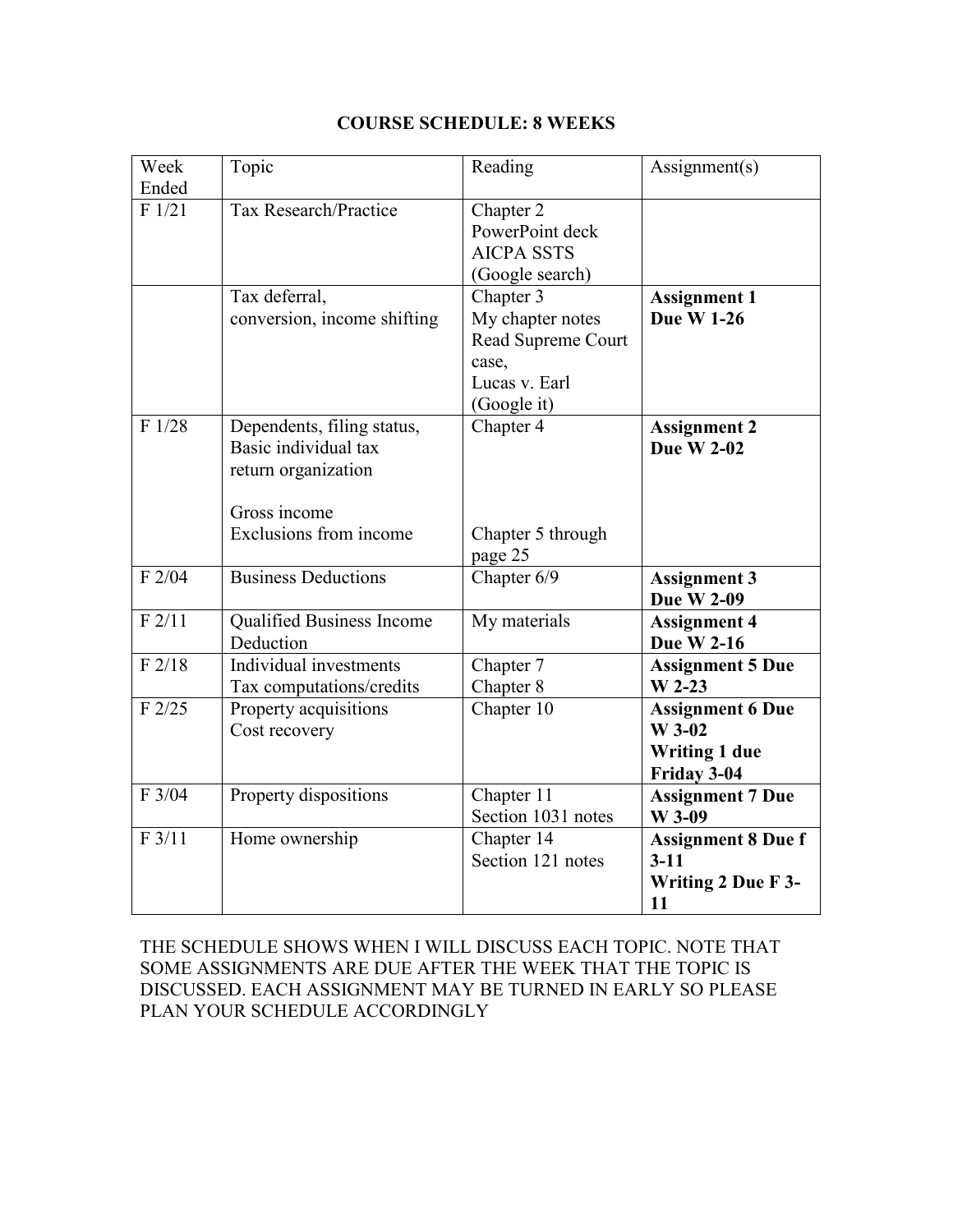**COURSE SCHEDULE: 8 WEEKS**

| Week Ended | Topic | Reading | Assignment(s) |
|---|---|---|---|
| F 1/21 | Tax Research/Practice | Chapter 2<br>PowerPoint deck<br>AICPA SSTS<br>(Google search) | |
| | Tax deferral,<br>conversion, income shifting | Chapter 3<br>My chapter notes<br>Read Supreme Court case,<br>Lucas v. Earl<br>(Google it) | **Assignment 1**<br>**Due W 1-26** |
| F 1/28 | Dependents, filing status,<br>Basic individual tax return organization<br><br>Gross income<br>Exclusions from income | Chapter 4<br><br><br><br>Chapter 5 through page 25 | **Assignment 2**<br>**Due W 2-02** |
| F 2/04 | Business Deductions | Chapter 6/9 | **Assignment 3**<br>**Due W 2-09** |
| F 2/11 | Qualified Business Income Deduction | My materials | **Assignment 4**<br>**Due W 2-16** |
| F 2/18 | Individual investments<br>Tax computations/credits | Chapter 7<br>Chapter 8 | **Assignment 5 Due W 2-23** |
| F 2/25 | Property acquisitions<br>Cost recovery | Chapter 10 | **Assignment 6 Due W 3-02**<br>**Writing 1 due Friday 3-04** |
| F 3/04 | Property dispositions | Chapter 11<br>Section 1031 notes | **Assignment 7 Due W 3-09** |
| F 3/11 | Home ownership | Chapter 14<br>Section 121 notes | **Assignment 8 Due f 3-11**<br>**Writing 2 Due F 3-11** |

THE SCHEDULE SHOWS WHEN I WILL DISCUSS EACH TOPIC. NOTE THAT SOME ASSIGNMENTS ARE DUE AFTER THE WEEK THAT THE TOPIC IS DISCUSSED. EACH ASSIGNMENT MAY BE TURNED IN EARLY SO PLEASE PLAN YOUR SCHEDULE ACCORDINGLY